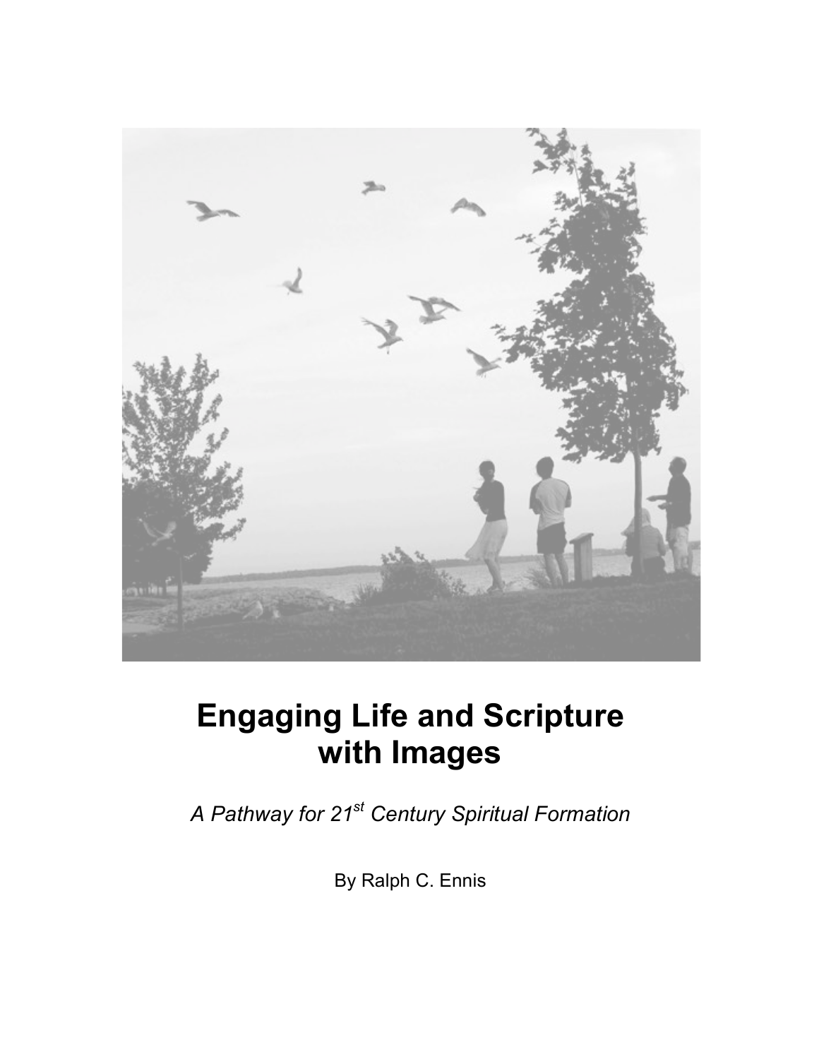# Engaging Life and Scripture with Images

*A Pathway for 21st Century Spiritual Formation*

By Ralph C. Ennis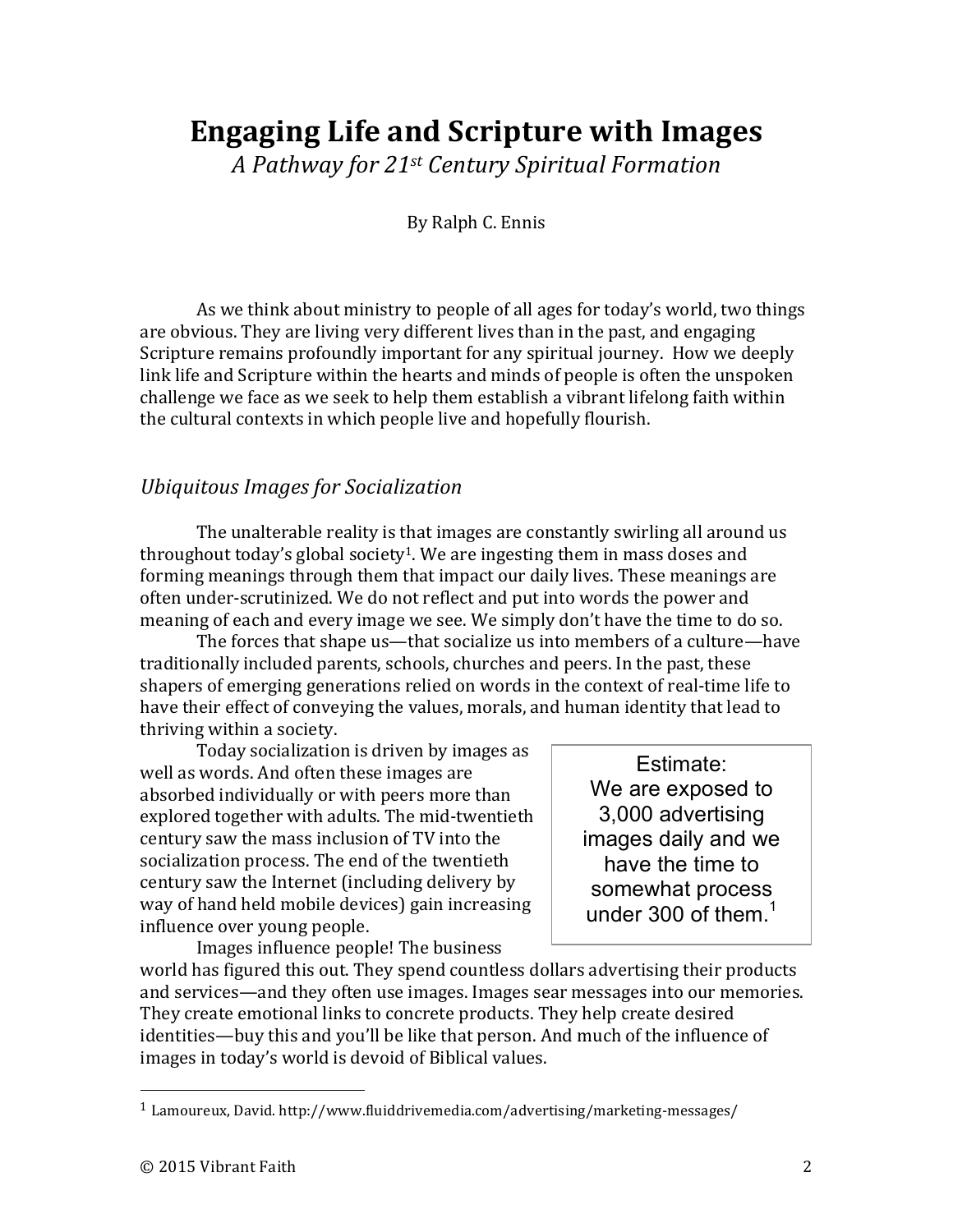# Engaging Life and Scripture with Images

*A Pathway for 21st Century Spiritual Formation*

By Ralph C. Ennis

As we think about ministry to people of all ages for today's world, two things are obvious. They are living very different lives than in the past, and engaging Scripture remains profoundly important for any spiritual journey. How we deeply link life and Scripture within the hearts and minds of people is often the unspoken challenge we face as we seek to help them establish a vibrant lifelong faith within the cultural contexts in which people live and hopefully flourish.

## *Ubiquitous Images for Socialization*

The unalterable reality is that images are constantly swirling all around us throughout today's global society[1]. We are ingesting them in mass doses and forming meanings through them that impact our daily lives. These meanings are often under-scrutinized. We do not reflect and put into words the power and meaning of each and every image we see. We simply don't have the time to do so.

The forces that shape us—that socialize us into members of a culture—have traditionally included parents, schools, churches and peers. In the past, these shapers of emerging generations relied on words in the context of real-time life to have their effect of conveying the values, morals, and human identity that lead to thriving within a society.

Today socialization is driven by images as well as words. And often these images are absorbed individually or with peers more than explored together with adults. The mid-twentieth century saw the mass inclusion of TV into the socialization process. The end of the twentieth century saw the Internet (including delivery by way of hand held mobile devices) gain increasing influence over young people.

> Estimate:
> We are exposed to 3,000 advertising images daily and we have the time to somewhat process under 300 of them.[1]

Images influence people! The business world has figured this out. They spend countless dollars advertising their products and services—and they often use images. Images sear messages into our memories. They create emotional links to concrete products. They help create desired identities—buy this and you'll be like that person. And much of the influence of images in today's world is devoid of Biblical values.

---

[1] Lamoureux, David. http://www.fluiddrivemedia.com/advertising/marketing-messages/

© 2015 Vibrant Faith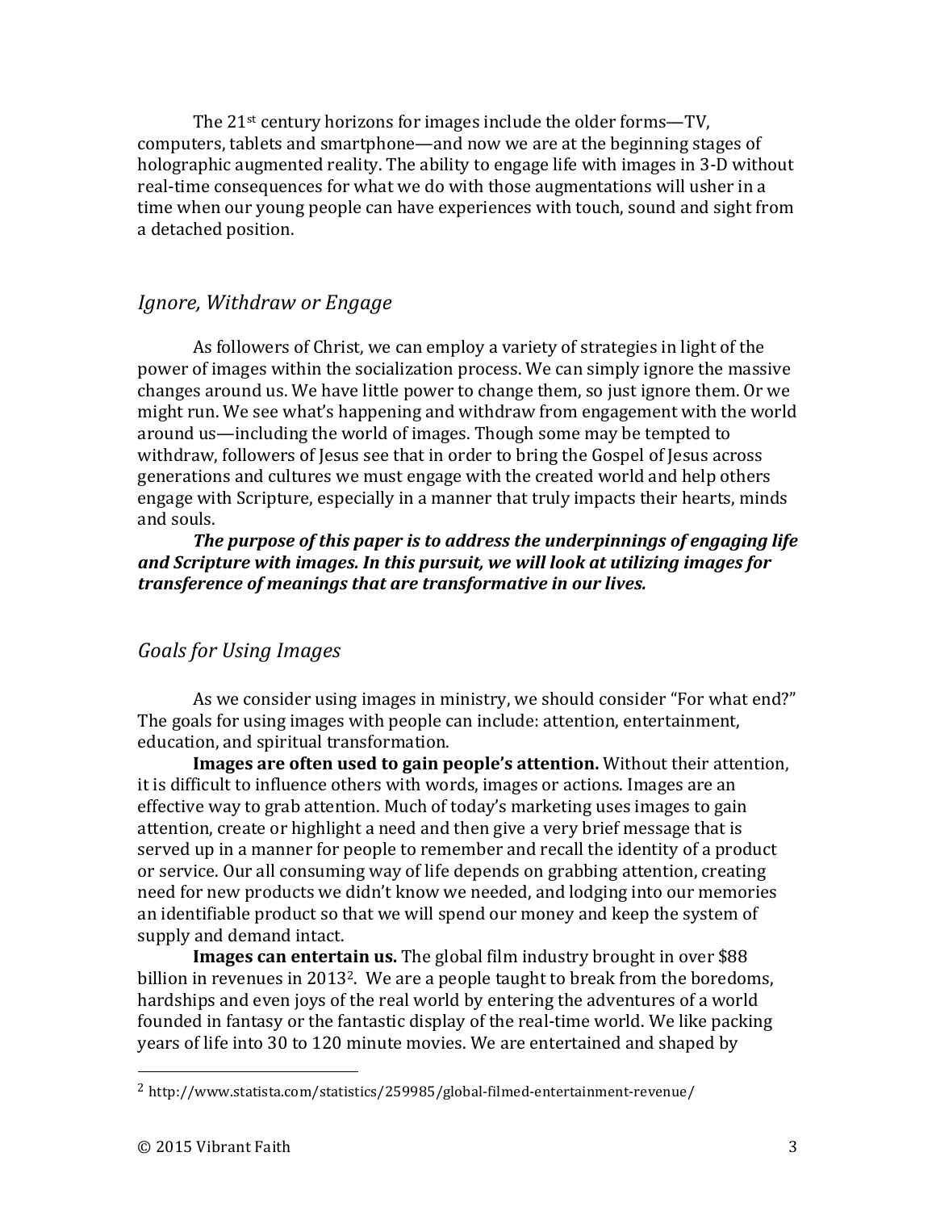The 21st century horizons for images include the older forms—TV, computers, tablets and smartphone—and now we are at the beginning stages of holographic augmented reality. The ability to engage life with images in 3-D without real-time consequences for what we do with those augmentations will usher in a time when our young people can have experiences with touch, sound and sight from a detached position.

## *Ignore, Withdraw or Engage*

As followers of Christ, we can employ a variety of strategies in light of the power of images within the socialization process. We can simply ignore the massive changes around us. We have little power to change them, so just ignore them. Or we might run. We see what's happening and withdraw from engagement with the world around us—including the world of images. Though some may be tempted to withdraw, followers of Jesus see that in order to bring the Gospel of Jesus across generations and cultures we must engage with the created world and help others engage with Scripture, especially in a manner that truly impacts their hearts, minds and souls.

***The purpose of this paper is to address the underpinnings of engaging life and Scripture with images. In this pursuit, we will look at utilizing images for transference of meanings that are transformative in our lives.***

## *Goals for Using Images*

As we consider using images in ministry, we should consider "For what end?" The goals for using images with people can include: attention, entertainment, education, and spiritual transformation.

**Images are often used to gain people's attention.** Without their attention, it is difficult to influence others with words, images or actions. Images are an effective way to grab attention. Much of today's marketing uses images to gain attention, create or highlight a need and then give a very brief message that is served up in a manner for people to remember and recall the identity of a product or service. Our all consuming way of life depends on grabbing attention, creating need for new products we didn't know we needed, and lodging into our memories an identifiable product so that we will spend our money and keep the system of supply and demand intact.

**Images can entertain us.** The global film industry brought in over $88 billion in revenues in 2013[2]. We are a people taught to break from the boredoms, hardships and even joys of the real world by entering the adventures of a world founded in fantasy or the fantastic display of the real-time world. We like packing years of life into 30 to 120 minute movies. We are entertained and shaped by

---

[2] http://www.statista.com/statistics/259985/global-filmed-entertainment-revenue/

© 2015 Vibrant Faith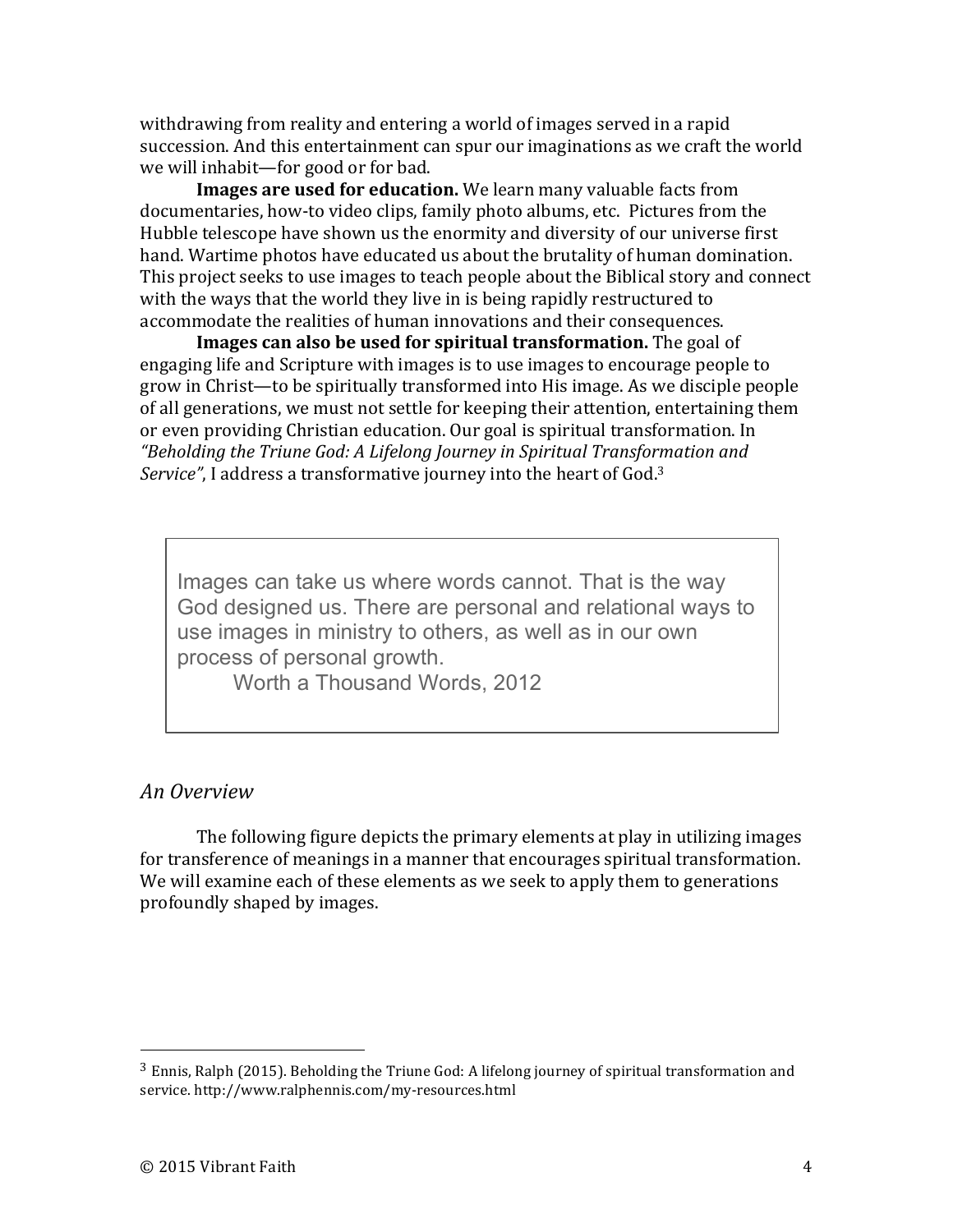withdrawing from reality and entering a world of images served in a rapid succession. And this entertainment can spur our imaginations as we craft the world we will inhabit—for good or for bad.

**Images are used for education.** We learn many valuable facts from documentaries, how-to video clips, family photo albums, etc. Pictures from the Hubble telescope have shown us the enormity and diversity of our universe first hand. Wartime photos have educated us about the brutality of human domination. This project seeks to use images to teach people about the Biblical story and connect with the ways that the world they live in is being rapidly restructured to accommodate the realities of human innovations and their consequences.

**Images can also be used for spiritual transformation.** The goal of engaging life and Scripture with images is to use images to encourage people to grow in Christ—to be spiritually transformed into His image. As we disciple people of all generations, we must not settle for keeping their attention, entertaining them or even providing Christian education. Our goal is spiritual transformation. In *"Beholding the Triune God: A Lifelong Journey in Spiritual Transformation and Service"*, I address a transformative journey into the heart of God.[3]

> Images can take us where words cannot. That is the way God designed us. There are personal and relational ways to use images in ministry to others, as well as in our own process of personal growth.
>
> Worth a Thousand Words, 2012

## *An Overview*

The following figure depicts the primary elements at play in utilizing images for transference of meanings in a manner that encourages spiritual transformation. We will examine each of these elements as we seek to apply them to generations profoundly shaped by images.

---

[3] Ennis, Ralph (2015). Beholding the Triune God: A lifelong journey of spiritual transformation and service. http://www.ralphennis.com/my-resources.html

© 2015 Vibrant Faith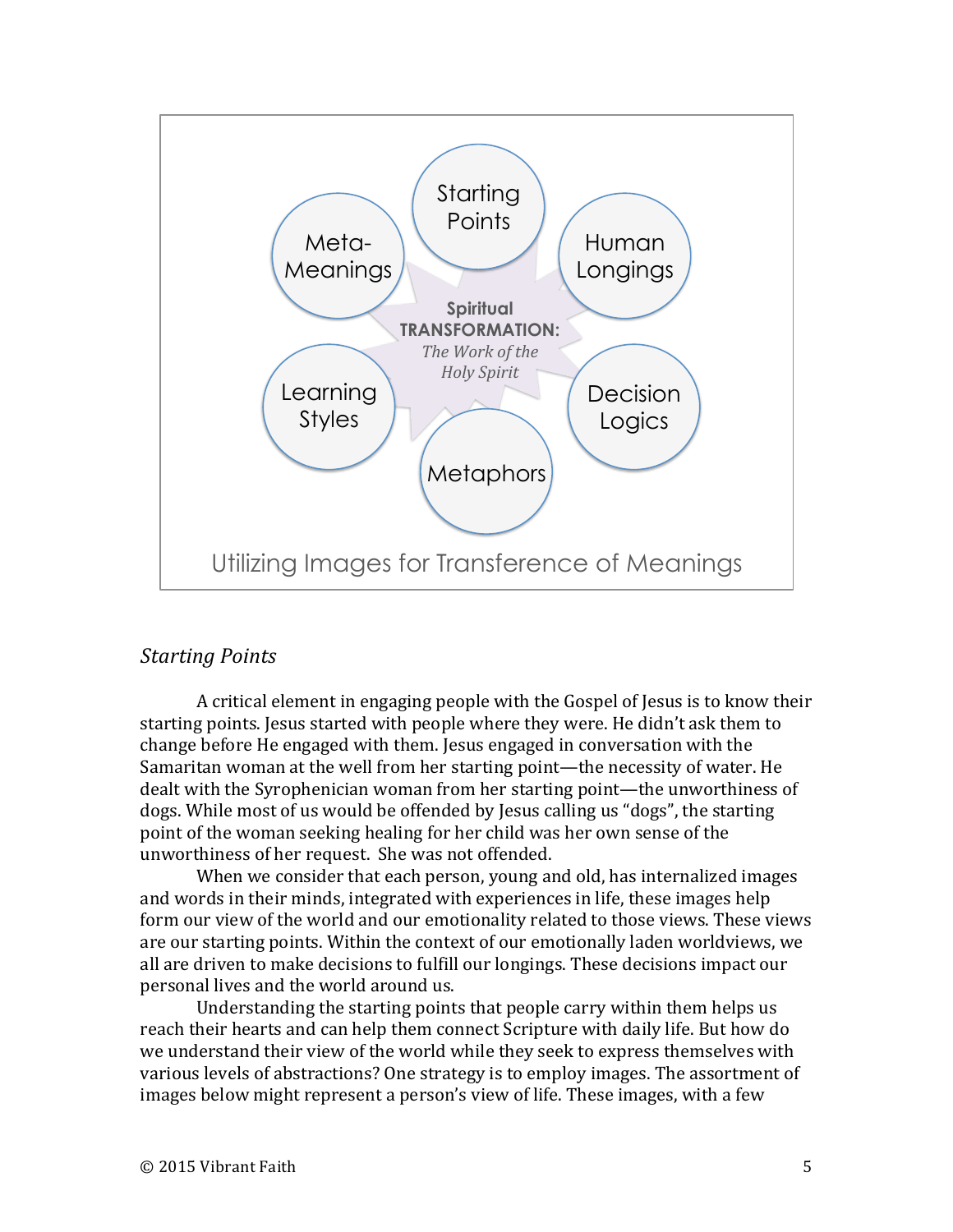Starting Points

Meta-Meanings

Human Longings

**Spiritual TRANSFORMATION:** *The Work of the Holy Spirit*

Learning Styles

Decision Logics

Metaphors

Utilizing Images for Transference of Meanings

### *Starting Points*

A critical element in engaging people with the Gospel of Jesus is to know their starting points. Jesus started with people where they were. He didn't ask them to change before He engaged with them. Jesus engaged in conversation with the Samaritan woman at the well from her starting point—the necessity of water. He dealt with the Syrophenician woman from her starting point—the unworthiness of dogs. While most of us would be offended by Jesus calling us "dogs", the starting point of the woman seeking healing for her child was her own sense of the unworthiness of her request. She was not offended.

When we consider that each person, young and old, has internalized images and words in their minds, integrated with experiences in life, these images help form our view of the world and our emotionality related to those views. These views are our starting points. Within the context of our emotionally laden worldviews, we all are driven to make decisions to fulfill our longings. These decisions impact our personal lives and the world around us.

Understanding the starting points that people carry within them helps us reach their hearts and can help them connect Scripture with daily life. But how do we understand their view of the world while they seek to express themselves with various levels of abstractions? One strategy is to employ images. The assortment of images below might represent a person's view of life. These images, with a few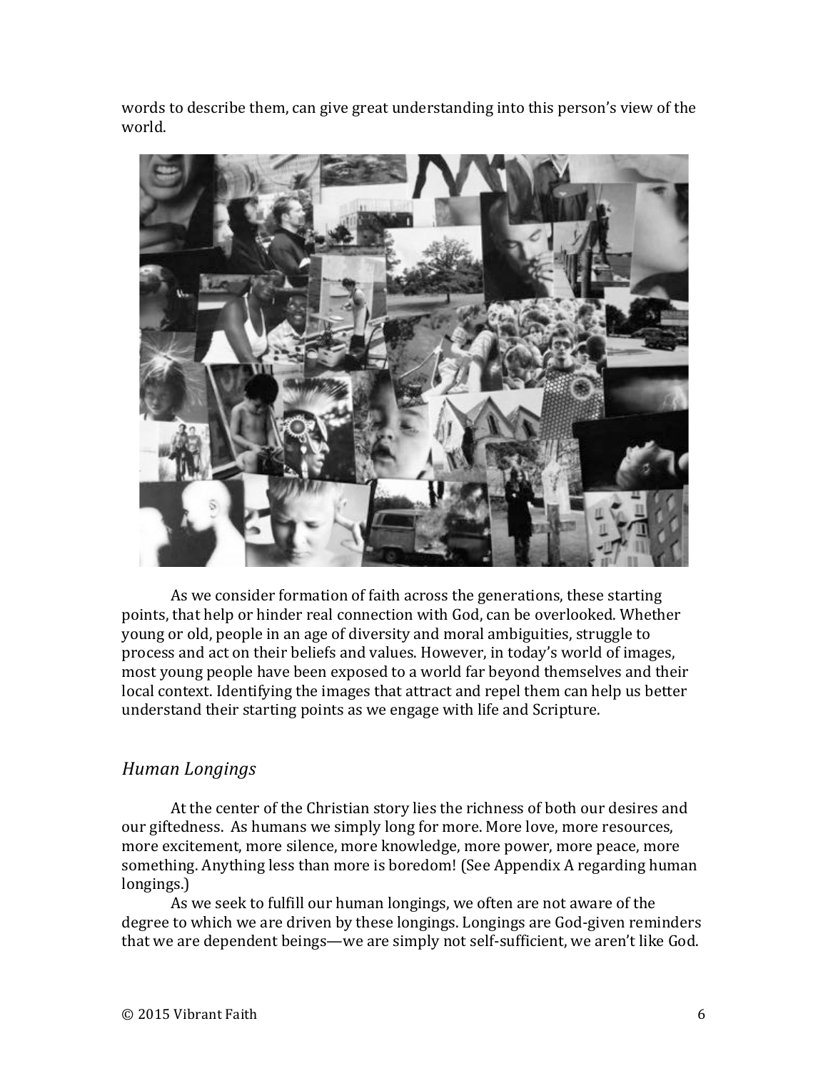words to describe them, can give great understanding into this person's view of the world.

As we consider formation of faith across the generations, these starting points, that help or hinder real connection with God, can be overlooked. Whether young or old, people in an age of diversity and moral ambiguities, struggle to process and act on their beliefs and values. However, in today's world of images, most young people have been exposed to a world far beyond themselves and their local context. Identifying the images that attract and repel them can help us better understand their starting points as we engage with life and Scripture.

## *Human Longings*

At the center of the Christian story lies the richness of both our desires and our giftedness. As humans we simply long for more. More love, more resources, more excitement, more silence, more knowledge, more power, more peace, more something. Anything less than more is boredom! (See Appendix A regarding human longings.)

As we seek to fulfill our human longings, we often are not aware of the degree to which we are driven by these longings. Longings are God-given reminders that we are dependent beings—we are simply not self-sufficient, we aren't like God.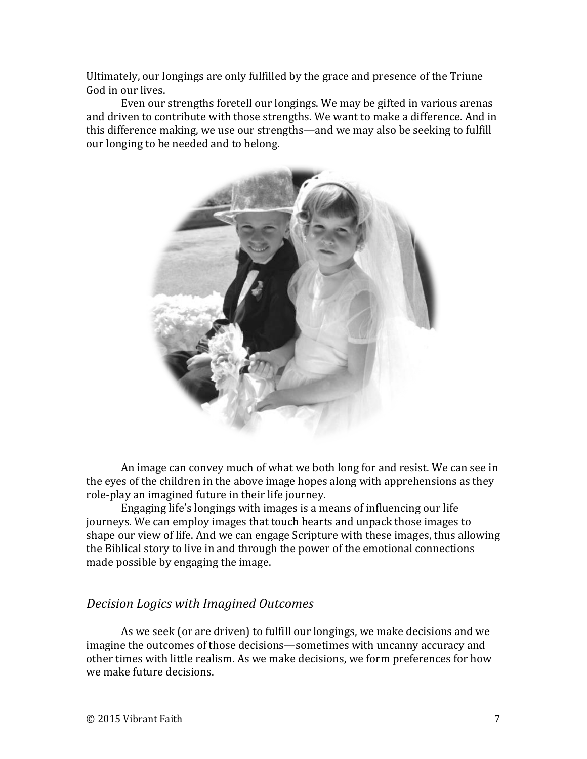Ultimately, our longings are only fulfilled by the grace and presence of the Triune God in our lives.

Even our strengths foretell our longings. We may be gifted in various arenas and driven to contribute with those strengths. We want to make a difference. And in this difference making, we use our strengths—and we may also be seeking to fulfill our longing to be needed and to belong.

An image can convey much of what we both long for and resist. We can see in the eyes of the children in the above image hopes along with apprehensions as they role-play an imagined future in their life journey.

Engaging life's longings with images is a means of influencing our life journeys. We can employ images that touch hearts and unpack those images to shape our view of life. And we can engage Scripture with these images, thus allowing the Biblical story to live in and through the power of the emotional connections made possible by engaging the image.

### *Decision Logics with Imagined Outcomes*

As we seek (or are driven) to fulfill our longings, we make decisions and we imagine the outcomes of those decisions—sometimes with uncanny accuracy and other times with little realism. As we make decisions, we form preferences for how we make future decisions.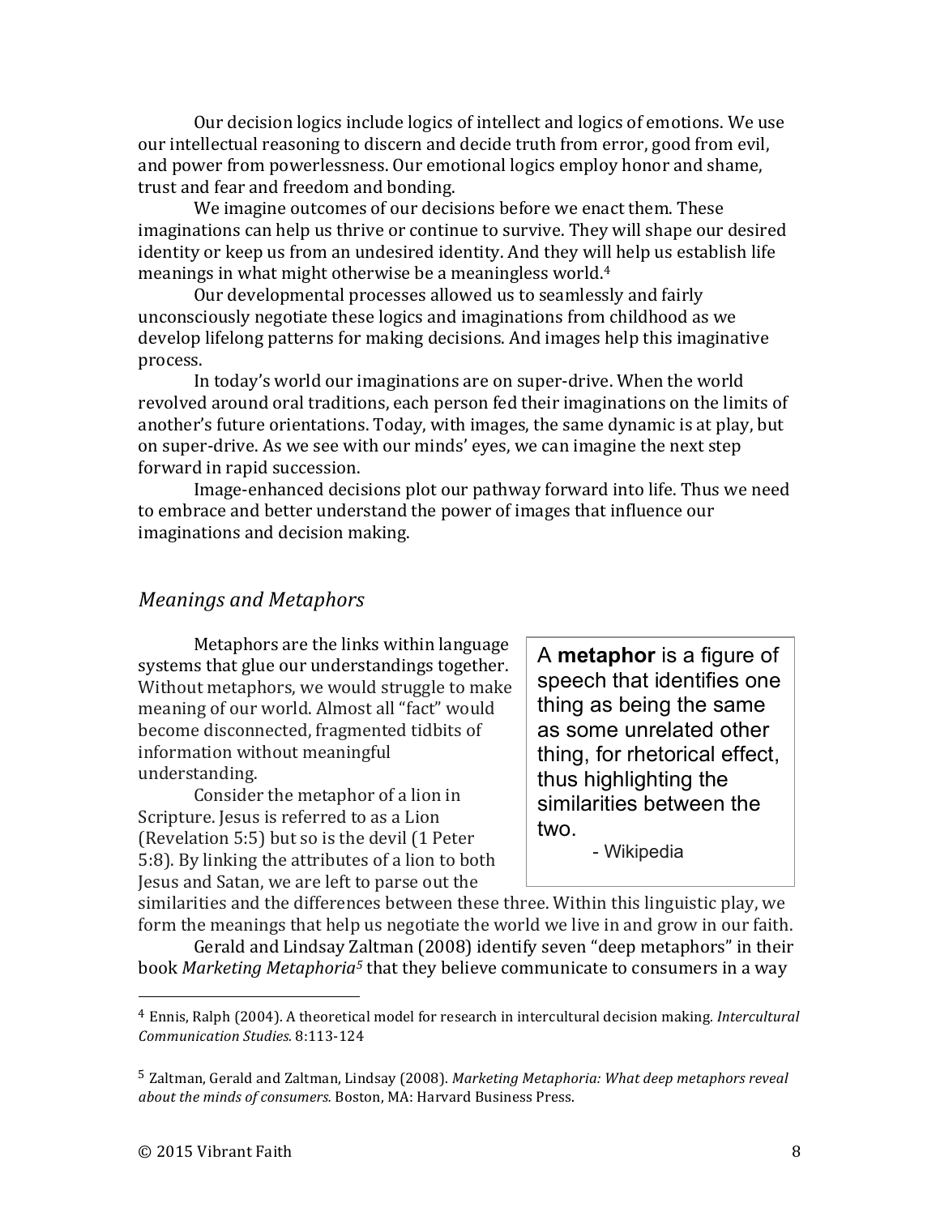Our decision logics include logics of intellect and logics of emotions. We use our intellectual reasoning to discern and decide truth from error, good from evil, and power from powerlessness. Our emotional logics employ honor and shame, trust and fear and freedom and bonding.

We imagine outcomes of our decisions before we enact them. These imaginations can help us thrive or continue to survive. They will shape our desired identity or keep us from an undesired identity. And they will help us establish life meanings in what might otherwise be a meaningless world.[4]

Our developmental processes allowed us to seamlessly and fairly unconsciously negotiate these logics and imaginations from childhood as we develop lifelong patterns for making decisions. And images help this imaginative process.

In today's world our imaginations are on super-drive. When the world revolved around oral traditions, each person fed their imaginations on the limits of another's future orientations. Today, with images, the same dynamic is at play, but on super-drive. As we see with our minds' eyes, we can imagine the next step forward in rapid succession.

Image-enhanced decisions plot our pathway forward into life. Thus we need to embrace and better understand the power of images that influence our imaginations and decision making.

## *Meanings and Metaphors*

> A **metaphor** is a figure of speech that identifies one thing as being the same as some unrelated other thing, for rhetorical effect, thus highlighting the similarities between the two.
>
> \- Wikipedia

Metaphors are the links within language systems that glue our understandings together. Without metaphors, we would struggle to make meaning of our world. Almost all "fact" would become disconnected, fragmented tidbits of information without meaningful understanding.

Consider the metaphor of a lion in Scripture. Jesus is referred to as a Lion (Revelation 5:5) but so is the devil (1 Peter 5:8). By linking the attributes of a lion to both Jesus and Satan, we are left to parse out the similarities and the differences between these three. Within this linguistic play, we form the meanings that help us negotiate the world we live in and grow in our faith.

Gerald and Lindsay Zaltman (2008) identify seven "deep metaphors" in their book *Marketing Metaphoria*[5] that they believe communicate to consumers in a way

---

[4] Ennis, Ralph (2004). A theoretical model for research in intercultural decision making. *Intercultural Communication Studies.* 8:113-124

[5] Zaltman, Gerald and Zaltman, Lindsay (2008). *Marketing Metaphoria: What deep metaphors reveal about the minds of consumers.* Boston, MA: Harvard Business Press.

© 2015 Vibrant Faith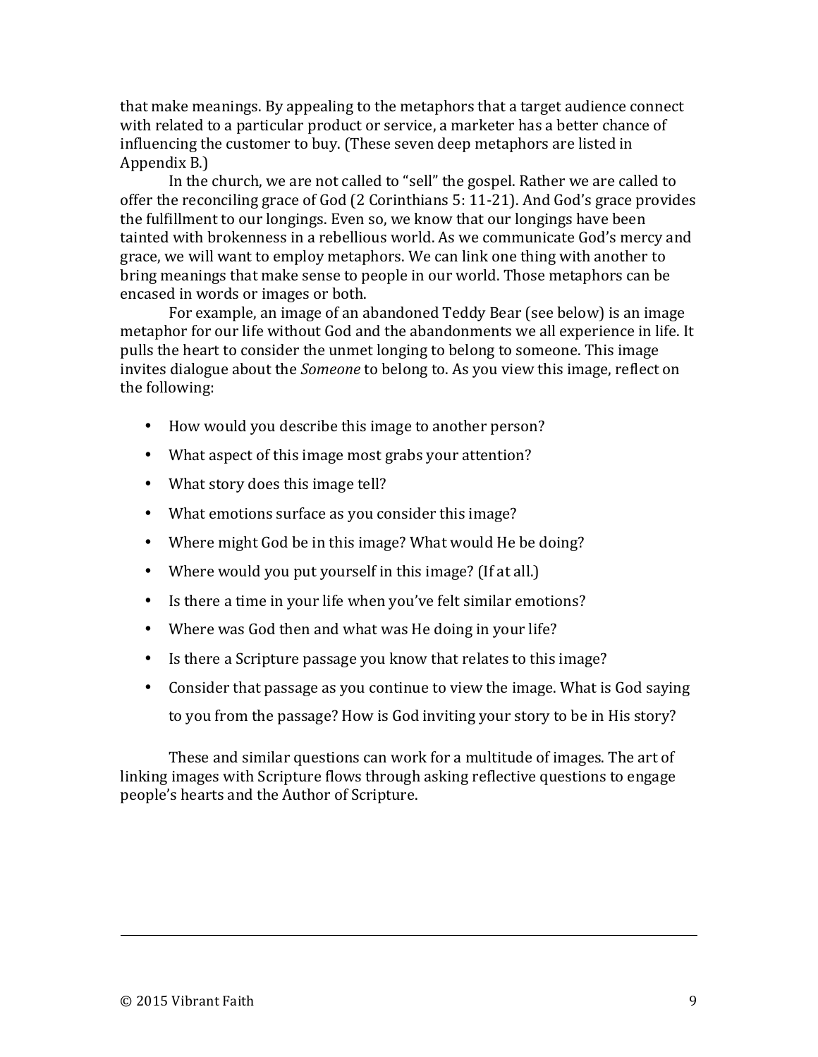that make meanings. By appealing to the metaphors that a target audience connect with related to a particular product or service, a marketer has a better chance of influencing the customer to buy. (These seven deep metaphors are listed in Appendix B.)

In the church, we are not called to "sell" the gospel. Rather we are called to offer the reconciling grace of God (2 Corinthians 5: 11-21). And God's grace provides the fulfillment to our longings. Even so, we know that our longings have been tainted with brokenness in a rebellious world. As we communicate God's mercy and grace, we will want to employ metaphors. We can link one thing with another to bring meanings that make sense to people in our world. Those metaphors can be encased in words or images or both.

For example, an image of an abandoned Teddy Bear (see below) is an image metaphor for our life without God and the abandonments we all experience in life. It pulls the heart to consider the unmet longing to belong to someone. This image invites dialogue about the *Someone* to belong to. As you view this image, reflect on the following:

- How would you describe this image to another person?
- What aspect of this image most grabs your attention?
- What story does this image tell?
- What emotions surface as you consider this image?
- Where might God be in this image? What would He be doing?
- Where would you put yourself in this image? (If at all.)
- Is there a time in your life when you've felt similar emotions?
- Where was God then and what was He doing in your life?
- Is there a Scripture passage you know that relates to this image?
- Consider that passage as you continue to view the image. What is God saying to you from the passage? How is God inviting your story to be in His story?

These and similar questions can work for a multitude of images. The art of linking images with Scripture flows through asking reflective questions to engage people's hearts and the Author of Scripture.

© 2015 Vibrant Faith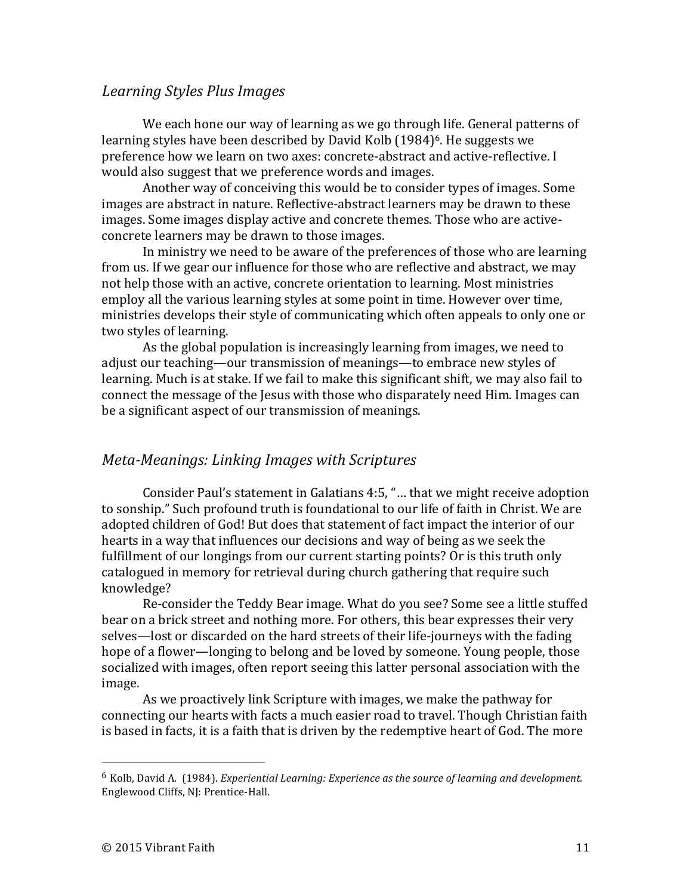## *Learning Styles Plus Images*

We each hone our way of learning as we go through life. General patterns of learning styles have been described by David Kolb (1984)[6]. He suggests we preference how we learn on two axes: concrete-abstract and active-reflective. I would also suggest that we preference words and images.

Another way of conceiving this would be to consider types of images. Some images are abstract in nature. Reflective-abstract learners may be drawn to these images. Some images display active and concrete themes. Those who are active-concrete learners may be drawn to those images.

In ministry we need to be aware of the preferences of those who are learning from us. If we gear our influence for those who are reflective and abstract, we may not help those with an active, concrete orientation to learning. Most ministries employ all the various learning styles at some point in time. However over time, ministries develops their style of communicating which often appeals to only one or two styles of learning.

As the global population is increasingly learning from images, we need to adjust our teaching—our transmission of meanings—to embrace new styles of learning. Much is at stake. If we fail to make this significant shift, we may also fail to connect the message of the Jesus with those who disparately need Him. Images can be a significant aspect of our transmission of meanings.

## *Meta-Meanings: Linking Images with Scriptures*

Consider Paul's statement in Galatians 4:5, "… that we might receive adoption to sonship." Such profound truth is foundational to our life of faith in Christ. We are adopted children of God! But does that statement of fact impact the interior of our hearts in a way that influences our decisions and way of being as we seek the fulfillment of our longings from our current starting points? Or is this truth only catalogued in memory for retrieval during church gathering that require such knowledge?

Re-consider the Teddy Bear image. What do you see? Some see a little stuffed bear on a brick street and nothing more. For others, this bear expresses their very selves—lost or discarded on the hard streets of their life-journeys with the fading hope of a flower—longing to belong and be loved by someone. Young people, those socialized with images, often report seeing this latter personal association with the image.

As we proactively link Scripture with images, we make the pathway for connecting our hearts with facts a much easier road to travel. Though Christian faith is based in facts, it is a faith that is driven by the redemptive heart of God. The more

---

[6] Kolb, David A. (1984). *Experiential Learning: Experience as the source of learning and development.* Englewood Cliffs, NJ: Prentice-Hall.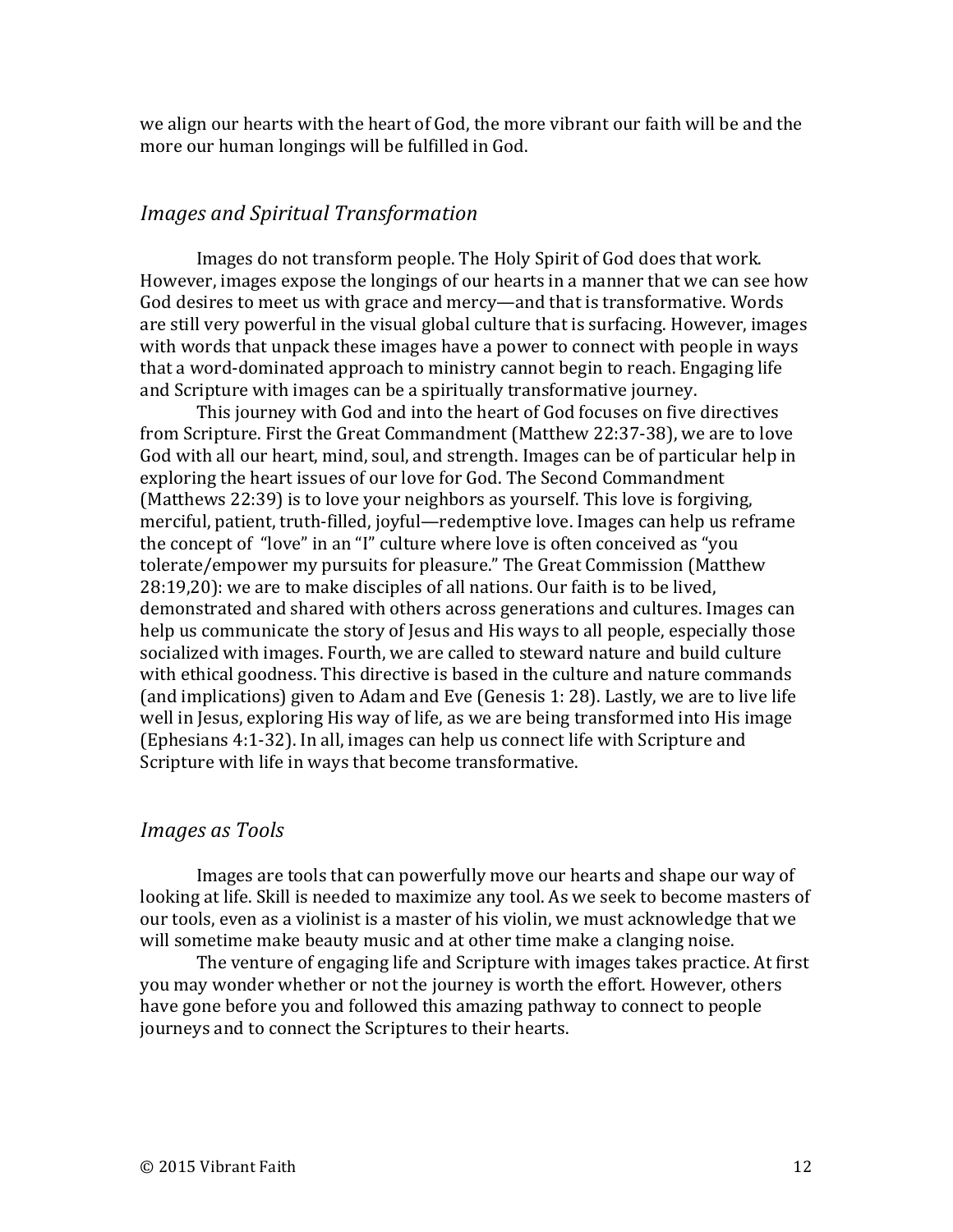we align our hearts with the heart of God, the more vibrant our faith will be and the more our human longings will be fulfilled in God.

## *Images and Spiritual Transformation*

Images do not transform people. The Holy Spirit of God does that work. However, images expose the longings of our hearts in a manner that we can see how God desires to meet us with grace and mercy—and that is transformative. Words are still very powerful in the visual global culture that is surfacing. However, images with words that unpack these images have a power to connect with people in ways that a word-dominated approach to ministry cannot begin to reach. Engaging life and Scripture with images can be a spiritually transformative journey.

This journey with God and into the heart of God focuses on five directives from Scripture. First the Great Commandment (Matthew 22:37-38), we are to love God with all our heart, mind, soul, and strength. Images can be of particular help in exploring the heart issues of our love for God. The Second Commandment (Matthews 22:39) is to love your neighbors as yourself. This love is forgiving, merciful, patient, truth-filled, joyful—redemptive love. Images can help us reframe the concept of "love" in an "I" culture where love is often conceived as "you tolerate/empower my pursuits for pleasure." The Great Commission (Matthew 28:19,20): we are to make disciples of all nations. Our faith is to be lived, demonstrated and shared with others across generations and cultures. Images can help us communicate the story of Jesus and His ways to all people, especially those socialized with images. Fourth, we are called to steward nature and build culture with ethical goodness. This directive is based in the culture and nature commands (and implications) given to Adam and Eve (Genesis 1: 28). Lastly, we are to live life well in Jesus, exploring His way of life, as we are being transformed into His image (Ephesians 4:1-32). In all, images can help us connect life with Scripture and Scripture with life in ways that become transformative.

## *Images as Tools*

Images are tools that can powerfully move our hearts and shape our way of looking at life. Skill is needed to maximize any tool. As we seek to become masters of our tools, even as a violinist is a master of his violin, we must acknowledge that we will sometime make beauty music and at other time make a clanging noise.

The venture of engaging life and Scripture with images takes practice. At first you may wonder whether or not the journey is worth the effort. However, others have gone before you and followed this amazing pathway to connect to people journeys and to connect the Scriptures to their hearts.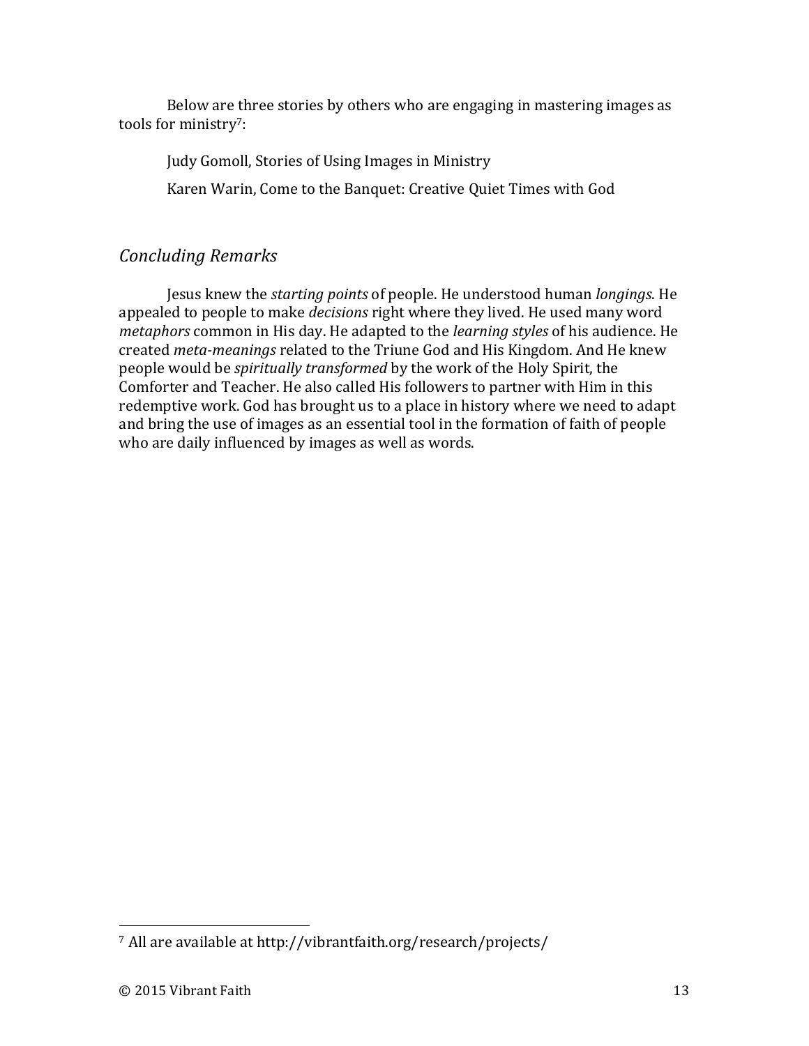Below are three stories by others who are engaging in mastering images as tools for ministry[7]:

Judy Gomoll, Stories of Using Images in Ministry

Karen Warin, Come to the Banquet: Creative Quiet Times with God

## *Concluding Remarks*

Jesus knew the *starting points* of people. He understood human *longings*. He appealed to people to make *decisions* right where they lived. He used many word *metaphors* common in His day. He adapted to the *learning styles* of his audience. He created *meta-meanings* related to the Triune God and His Kingdom. And He knew people would be *spiritually transformed* by the work of the Holy Spirit, the Comforter and Teacher. He also called His followers to partner with Him in this redemptive work. God has brought us to a place in history where we need to adapt and bring the use of images as an essential tool in the formation of faith of people who are daily influenced by images as well as words.

---

[7] All are available at http://vibrantfaith.org/research/projects/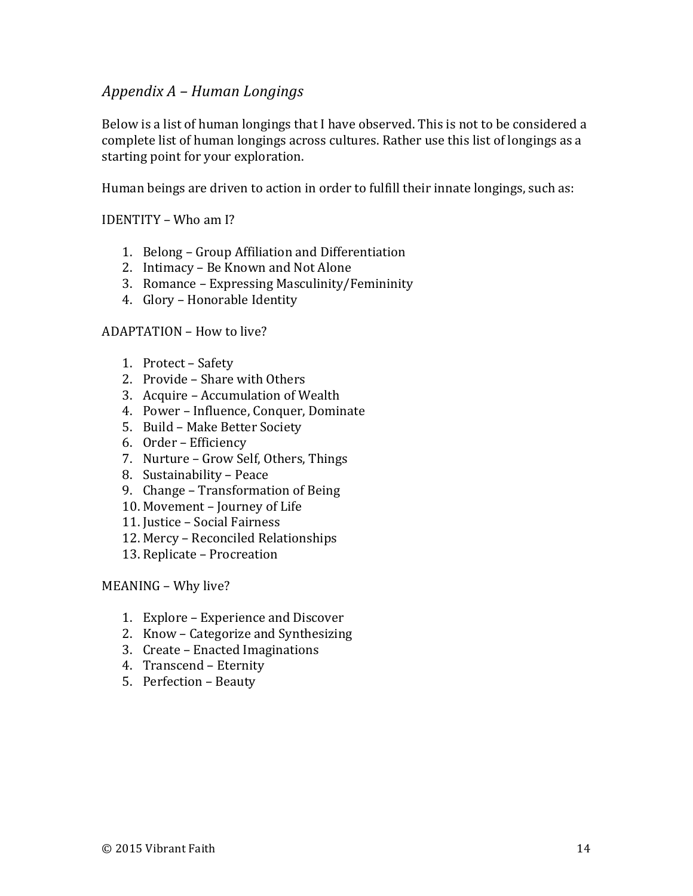## *Appendix A – Human Longings*

Below is a list of human longings that I have observed. This is not to be considered a complete list of human longings across cultures. Rather use this list of longings as a starting point for your exploration.

Human beings are driven to action in order to fulfill their innate longings, such as:

IDENTITY – Who am I?

1. Belong – Group Affiliation and Differentiation
2. Intimacy – Be Known and Not Alone
3. Romance – Expressing Masculinity/Femininity
4. Glory – Honorable Identity

ADAPTATION – How to live?

1. Protect – Safety
2. Provide – Share with Others
3. Acquire – Accumulation of Wealth
4. Power – Influence, Conquer, Dominate
5. Build – Make Better Society
6. Order – Efficiency
7. Nurture – Grow Self, Others, Things
8. Sustainability – Peace
9. Change – Transformation of Being
10. Movement – Journey of Life
11. Justice – Social Fairness
12. Mercy – Reconciled Relationships
13. Replicate – Procreation

MEANING – Why live?

1. Explore – Experience and Discover
2. Know – Categorize and Synthesizing
3. Create – Enacted Imaginations
4. Transcend – Eternity
5. Perfection – Beauty

© 2015 Vibrant Faith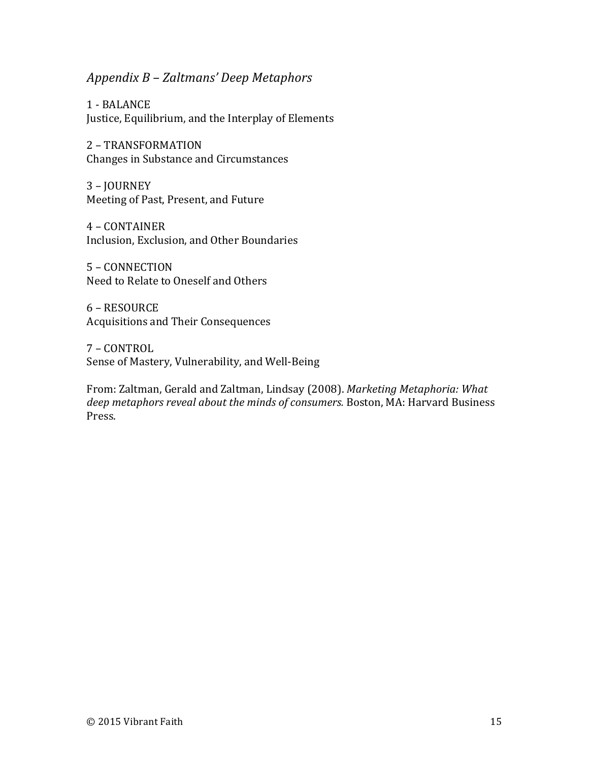## *Appendix B – Zaltmans' Deep Metaphors*

1 - BALANCE
Justice, Equilibrium, and the Interplay of Elements

2 – TRANSFORMATION
Changes in Substance and Circumstances

3 – JOURNEY
Meeting of Past, Present, and Future

4 – CONTAINER
Inclusion, Exclusion, and Other Boundaries

5 – CONNECTION
Need to Relate to Oneself and Others

6 – RESOURCE
Acquisitions and Their Consequences

7 – CONTROL
Sense of Mastery, Vulnerability, and Well-Being

From: Zaltman, Gerald and Zaltman, Lindsay (2008). *Marketing Metaphoria: What deep metaphors reveal about the minds of consumers.* Boston, MA: Harvard Business Press.

© 2015 Vibrant Faith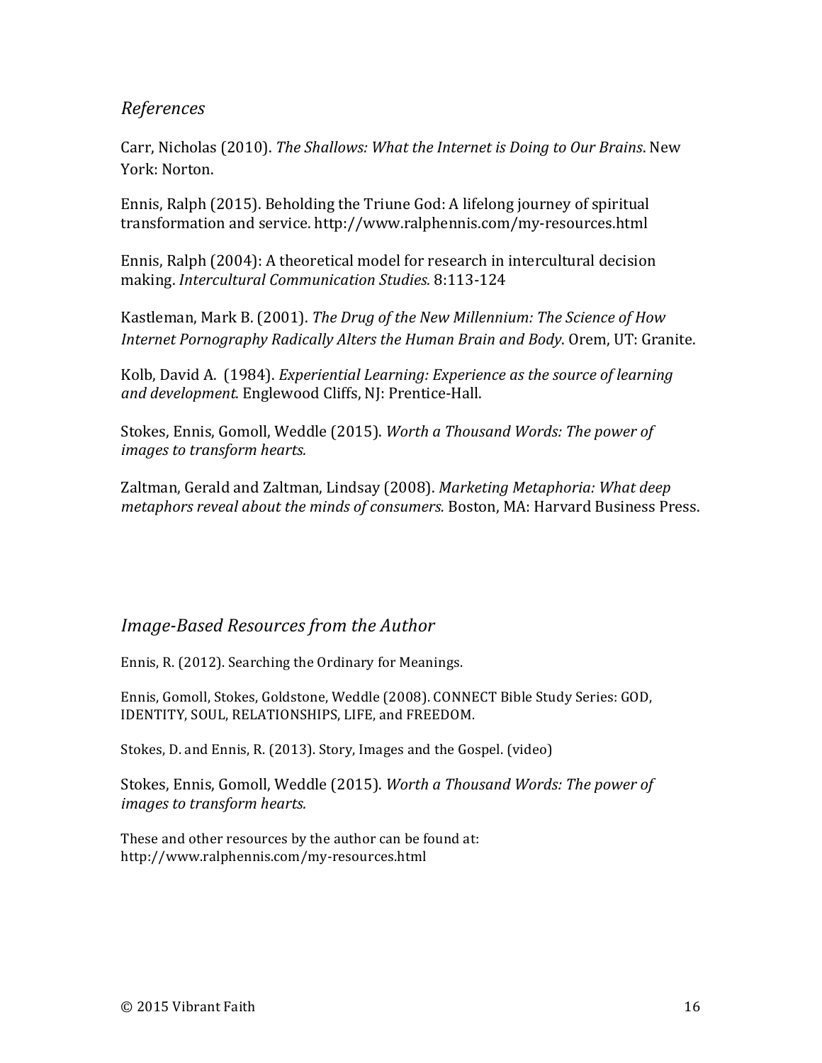## *References*

Carr, Nicholas (2010). *The Shallows: What the Internet is Doing to Our Brains*. New York: Norton.

Ennis, Ralph (2015). Beholding the Triune God: A lifelong journey of spiritual transformation and service. http://www.ralphennis.com/my-resources.html

Ennis, Ralph (2004): A theoretical model for research in intercultural decision making. *Intercultural Communication Studies.* 8:113-124

Kastleman, Mark B. (2001). *The Drug of the New Millennium: The Science of How Internet Pornography Radically Alters the Human Brain and Body*. Orem, UT: Granite.

Kolb, David A. (1984). *Experiential Learning: Experience as the source of learning and development.* Englewood Cliffs, NJ: Prentice-Hall.

Stokes, Ennis, Gomoll, Weddle (2015). *Worth a Thousand Words: The power of images to transform hearts.*

Zaltman, Gerald and Zaltman, Lindsay (2008). *Marketing Metaphoria: What deep metaphors reveal about the minds of consumers.* Boston, MA: Harvard Business Press.

## *Image-Based Resources from the Author*

Ennis, R. (2012). Searching the Ordinary for Meanings.

Ennis, Gomoll, Stokes, Goldstone, Weddle (2008). CONNECT Bible Study Series: GOD, IDENTITY, SOUL, RELATIONSHIPS, LIFE, and FREEDOM.

Stokes, D. and Ennis, R. (2013). Story, Images and the Gospel. (video)

Stokes, Ennis, Gomoll, Weddle (2015). *Worth a Thousand Words: The power of images to transform hearts.*

These and other resources by the author can be found at: http://www.ralphennis.com/my-resources.html

© 2015 Vibrant Faith